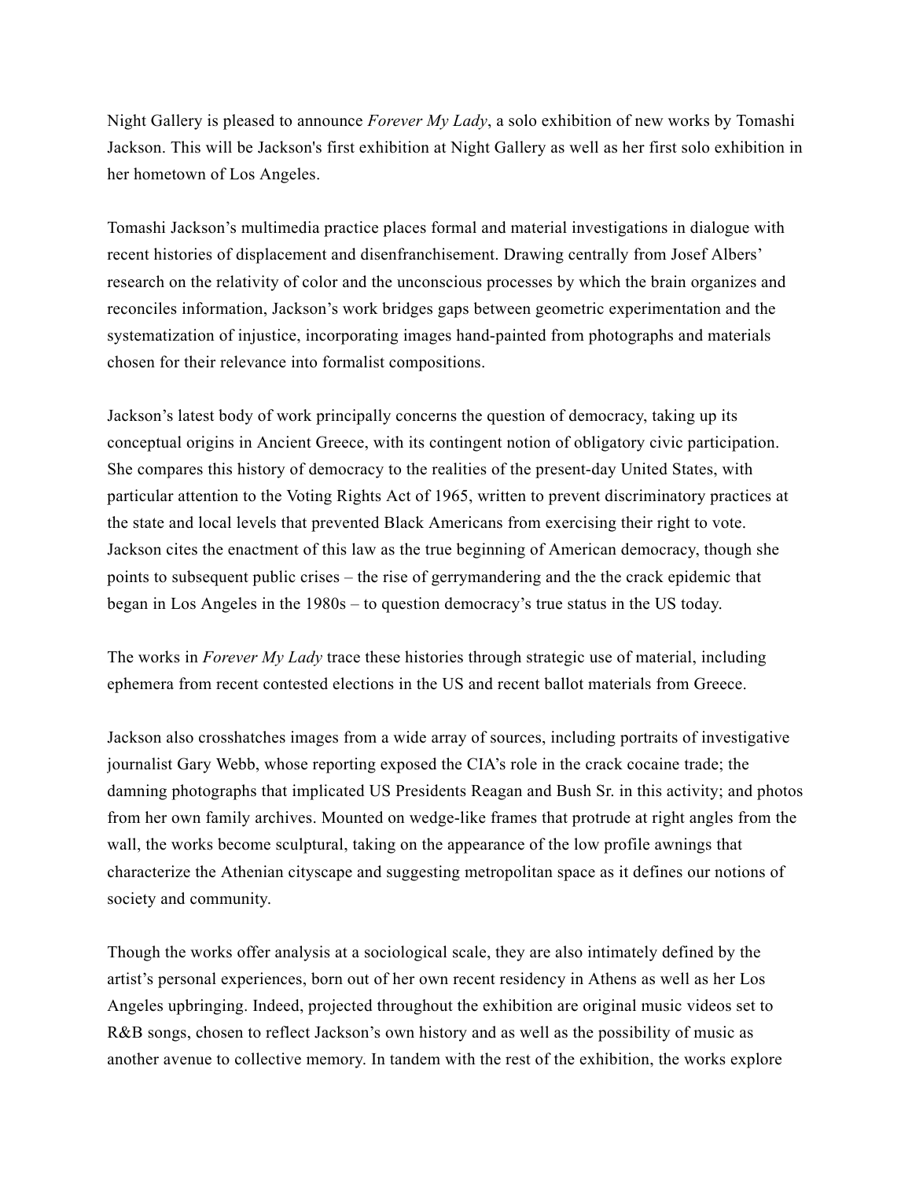Night Gallery is pleased to announce *Forever My Lady*, a solo exhibition of new works by Tomashi Jackson. This will be Jackson's first exhibition at Night Gallery as well as her first solo exhibition in her hometown of Los Angeles.

Tomashi Jackson's multimedia practice places formal and material investigations in dialogue with recent histories of displacement and disenfranchisement. Drawing centrally from Josef Albers' research on the relativity of color and the unconscious processes by which the brain organizes and reconciles information, Jackson's work bridges gaps between geometric experimentation and the systematization of injustice, incorporating images hand-painted from photographs and materials chosen for their relevance into formalist compositions.

Jackson's latest body of work principally concerns the question of democracy, taking up its conceptual origins in Ancient Greece, with its contingent notion of obligatory civic participation. She compares this history of democracy to the realities of the present-day United States, with particular attention to the Voting Rights Act of 1965, written to prevent discriminatory practices at the state and local levels that prevented Black Americans from exercising their right to vote. Jackson cites the enactment of this law as the true beginning of American democracy, though she points to subsequent public crises – the rise of gerrymandering and the the crack epidemic that began in Los Angeles in the 1980s – to question democracy's true status in the US today.

The works in *Forever My Lady* trace these histories through strategic use of material, including ephemera from recent contested elections in the US and recent ballot materials from Greece.

Jackson also crosshatches images from a wide array of sources, including portraits of investigative journalist Gary Webb, whose reporting exposed the CIA's role in the crack cocaine trade; the damning photographs that implicated US Presidents Reagan and Bush Sr. in this activity; and photos from her own family archives. Mounted on wedge-like frames that protrude at right angles from the wall, the works become sculptural, taking on the appearance of the low profile awnings that characterize the Athenian cityscape and suggesting metropolitan space as it defines our notions of society and community.

Though the works offer analysis at a sociological scale, they are also intimately defined by the artist's personal experiences, born out of her own recent residency in Athens as well as her Los Angeles upbringing. Indeed, projected throughout the exhibition are original music videos set to R&B songs, chosen to reflect Jackson's own history and as well as the possibility of music as another avenue to collective memory. In tandem with the rest of the exhibition, the works explore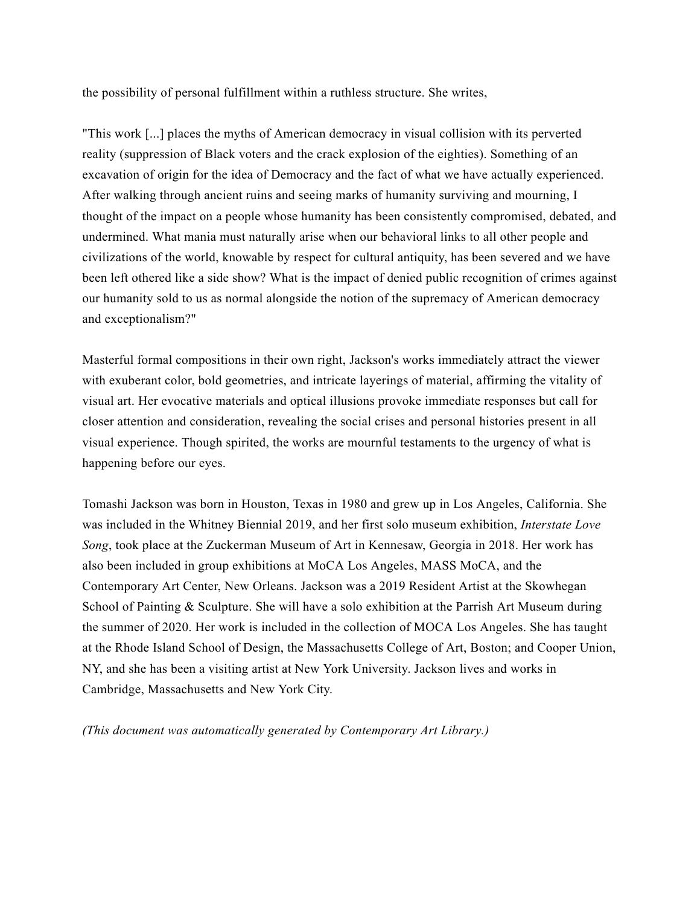the possibility of personal fulfillment within a ruthless structure. She writes,

"This work [...] places the myths of American democracy in visual collision with its perverted reality (suppression of Black voters and the crack explosion of the eighties). Something of an excavation of origin for the idea of Democracy and the fact of what we have actually experienced. After walking through ancient ruins and seeing marks of humanity surviving and mourning, I thought of the impact on a people whose humanity has been consistently compromised, debated, and undermined. What mania must naturally arise when our behavioral links to all other people and civilizations of the world, knowable by respect for cultural antiquity, has been severed and we have been left othered like a side show? What is the impact of denied public recognition of crimes against our humanity sold to us as normal alongside the notion of the supremacy of American democracy and exceptionalism?"

Masterful formal compositions in their own right, Jackson's works immediately attract the viewer with exuberant color, bold geometries, and intricate layerings of material, affirming the vitality of visual art. Her evocative materials and optical illusions provoke immediate responses but call for closer attention and consideration, revealing the social crises and personal histories present in all visual experience. Though spirited, the works are mournful testaments to the urgency of what is happening before our eyes.

Tomashi Jackson was born in Houston, Texas in 1980 and grew up in Los Angeles, California. She was included in the Whitney Biennial 2019, and her first solo museum exhibition, *Interstate Love Song*, took place at the Zuckerman Museum of Art in Kennesaw, Georgia in 2018. Her work has also been included in group exhibitions at MoCA Los Angeles, MASS MoCA, and the Contemporary Art Center, New Orleans. Jackson was a 2019 Resident Artist at the Skowhegan School of Painting & Sculpture. She will have a solo exhibition at the Parrish Art Museum during the summer of 2020. Her work is included in the collection of MOCA Los Angeles. She has taught at the Rhode Island School of Design, the Massachusetts College of Art, Boston; and Cooper Union, NY, and she has been a visiting artist at New York University. Jackson lives and works in Cambridge, Massachusetts and New York City.

*(This document was automatically generated by Contemporary Art Library.)*